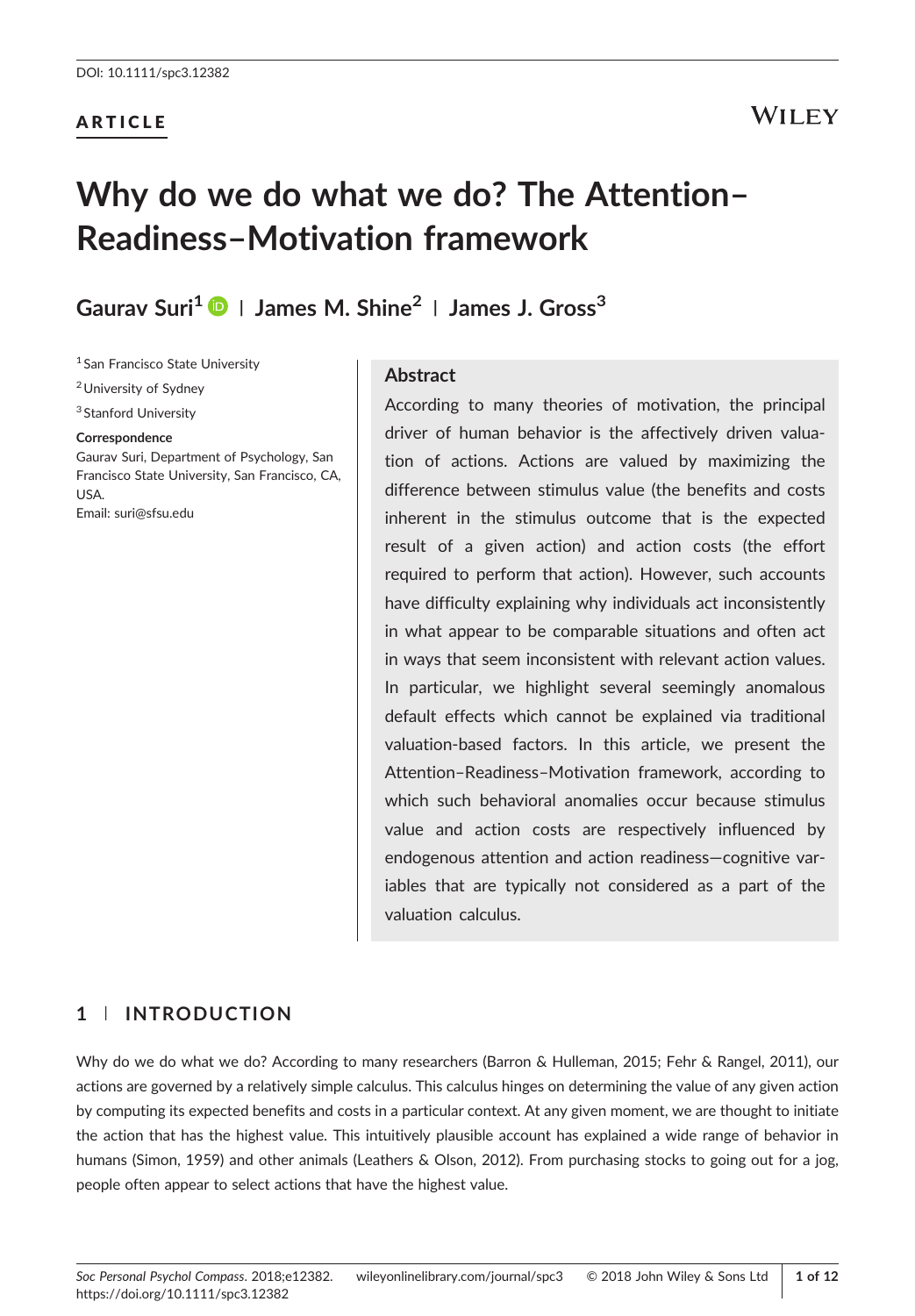DOI: 10.1111/spc3.12382

ARTICLE

# Why do we do what we do? The Attention–Readiness–Motivation framework

**Gaurav Suri[1] | James M. Shine[2] | James J. Gross[3]**

[1] San Francisco State University

[2] University of Sydney

[3] Stanford University

**Correspondence**
Gaurav Suri, Department of Psychology, San Francisco State University, San Francisco, CA, USA.
Email: suri@sfsu.edu

## Abstract

According to many theories of motivation, the principal driver of human behavior is the affectively driven valuation of actions. Actions are valued by maximizing the difference between stimulus value (the benefits and costs inherent in the stimulus outcome that is the expected result of a given action) and action costs (the effort required to perform that action). However, such accounts have difficulty explaining why individuals act inconsistently in what appear to be comparable situations and often act in ways that seem inconsistent with relevant action values. In particular, we highlight several seemingly anomalous default effects which cannot be explained via traditional valuation-based factors. In this article, we present the Attention–Readiness–Motivation framework, according to which such behavioral anomalies occur because stimulus value and action costs are respectively influenced by endogenous attention and action readiness—cognitive variables that are typically not considered as a part of the valuation calculus.

## 1 | INTRODUCTION

Why do we do what we do? According to many researchers (Barron & Hulleman, 2015; Fehr & Rangel, 2011), our actions are governed by a relatively simple calculus. This calculus hinges on determining the value of any given action by computing its expected benefits and costs in a particular context. At any given moment, we are thought to initiate the action that has the highest value. This intuitively plausible account has explained a wide range of behavior in humans (Simon, 1959) and other animals (Leathers & Olson, 2012). From purchasing stocks to going out for a jog, people often appear to select actions that have the highest value.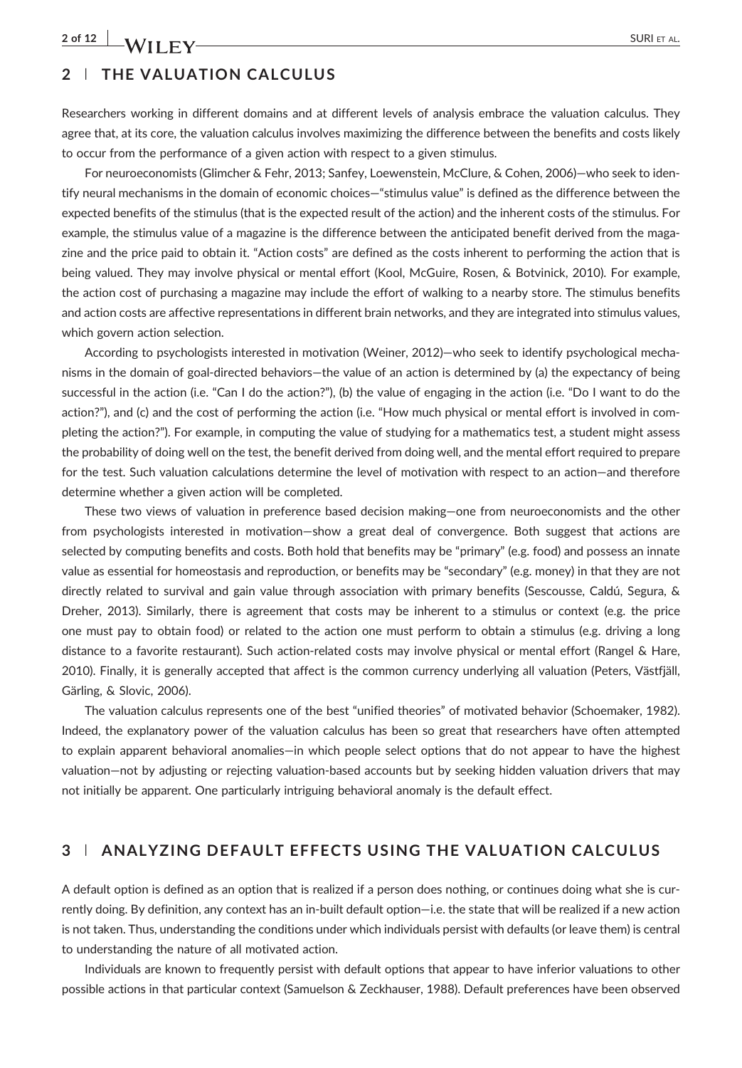## 2 | THE VALUATION CALCULUS

Researchers working in different domains and at different levels of analysis embrace the valuation calculus. They agree that, at its core, the valuation calculus involves maximizing the difference between the benefits and costs likely to occur from the performance of a given action with respect to a given stimulus.

For neuroeconomists (Glimcher & Fehr, 2013; Sanfey, Loewenstein, McClure, & Cohen, 2006)—who seek to identify neural mechanisms in the domain of economic choices—"stimulus value" is defined as the difference between the expected benefits of the stimulus (that is the expected result of the action) and the inherent costs of the stimulus. For example, the stimulus value of a magazine is the difference between the anticipated benefit derived from the magazine and the price paid to obtain it. "Action costs" are defined as the costs inherent to performing the action that is being valued. They may involve physical or mental effort (Kool, McGuire, Rosen, & Botvinick, 2010). For example, the action cost of purchasing a magazine may include the effort of walking to a nearby store. The stimulus benefits and action costs are affective representations in different brain networks, and they are integrated into stimulus values, which govern action selection.

According to psychologists interested in motivation (Weiner, 2012)—who seek to identify psychological mechanisms in the domain of goal-directed behaviors—the value of an action is determined by (a) the expectancy of being successful in the action (i.e. "Can I do the action?"), (b) the value of engaging in the action (i.e. "Do I want to do the action?"), and (c) and the cost of performing the action (i.e. "How much physical or mental effort is involved in completing the action?"). For example, in computing the value of studying for a mathematics test, a student might assess the probability of doing well on the test, the benefit derived from doing well, and the mental effort required to prepare for the test. Such valuation calculations determine the level of motivation with respect to an action—and therefore determine whether a given action will be completed.

These two views of valuation in preference based decision making—one from neuroeconomists and the other from psychologists interested in motivation—show a great deal of convergence. Both suggest that actions are selected by computing benefits and costs. Both hold that benefits may be "primary" (e.g. food) and possess an innate value as essential for homeostasis and reproduction, or benefits may be "secondary" (e.g. money) in that they are not directly related to survival and gain value through association with primary benefits (Sescousse, Caldú, Segura, & Dreher, 2013). Similarly, there is agreement that costs may be inherent to a stimulus or context (e.g. the price one must pay to obtain food) or related to the action one must perform to obtain a stimulus (e.g. driving a long distance to a favorite restaurant). Such action-related costs may involve physical or mental effort (Rangel & Hare, 2010). Finally, it is generally accepted that affect is the common currency underlying all valuation (Peters, Västfjäll, Gärling, & Slovic, 2006).

The valuation calculus represents one of the best "unified theories" of motivated behavior (Schoemaker, 1982). Indeed, the explanatory power of the valuation calculus has been so great that researchers have often attempted to explain apparent behavioral anomalies—in which people select options that do not appear to have the highest valuation—not by adjusting or rejecting valuation-based accounts but by seeking hidden valuation drivers that may not initially be apparent. One particularly intriguing behavioral anomaly is the default effect.

## 3 | ANALYZING DEFAULT EFFECTS USING THE VALUATION CALCULUS

A default option is defined as an option that is realized if a person does nothing, or continues doing what she is currently doing. By definition, any context has an in-built default option—i.e. the state that will be realized if a new action is not taken. Thus, understanding the conditions under which individuals persist with defaults (or leave them) is central to understanding the nature of all motivated action.

Individuals are known to frequently persist with default options that appear to have inferior valuations to other possible actions in that particular context (Samuelson & Zeckhauser, 1988). Default preferences have been observed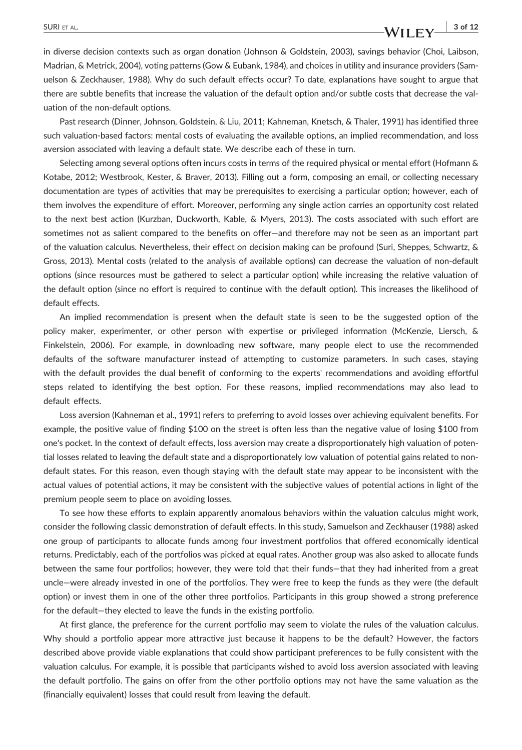in diverse decision contexts such as organ donation (Johnson & Goldstein, 2003), savings behavior (Choi, Laibson, Madrian, & Metrick, 2004), voting patterns (Gow & Eubank, 1984), and choices in utility and insurance providers (Samuelson & Zeckhauser, 1988). Why do such default effects occur? To date, explanations have sought to argue that there are subtle benefits that increase the valuation of the default option and/or subtle costs that decrease the valuation of the non-default options.

Past research (Dinner, Johnson, Goldstein, & Liu, 2011; Kahneman, Knetsch, & Thaler, 1991) has identified three such valuation-based factors: mental costs of evaluating the available options, an implied recommendation, and loss aversion associated with leaving a default state. We describe each of these in turn.

Selecting among several options often incurs costs in terms of the required physical or mental effort (Hofmann & Kotabe, 2012; Westbrook, Kester, & Braver, 2013). Filling out a form, composing an email, or collecting necessary documentation are types of activities that may be prerequisites to exercising a particular option; however, each of them involves the expenditure of effort. Moreover, performing any single action carries an opportunity cost related to the next best action (Kurzban, Duckworth, Kable, & Myers, 2013). The costs associated with such effort are sometimes not as salient compared to the benefits on offer—and therefore may not be seen as an important part of the valuation calculus. Nevertheless, their effect on decision making can be profound (Suri, Sheppes, Schwartz, & Gross, 2013). Mental costs (related to the analysis of available options) can decrease the valuation of non-default options (since resources must be gathered to select a particular option) while increasing the relative valuation of the default option (since no effort is required to continue with the default option). This increases the likelihood of default effects.

An implied recommendation is present when the default state is seen to be the suggested option of the policy maker, experimenter, or other person with expertise or privileged information (McKenzie, Liersch, & Finkelstein, 2006). For example, in downloading new software, many people elect to use the recommended defaults of the software manufacturer instead of attempting to customize parameters. In such cases, staying with the default provides the dual benefit of conforming to the experts' recommendations and avoiding effortful steps related to identifying the best option. For these reasons, implied recommendations may also lead to default effects.

Loss aversion (Kahneman et al., 1991) refers to preferring to avoid losses over achieving equivalent benefits. For example, the positive value of finding $100 on the street is often less than the negative value of losing $100 from one's pocket. In the context of default effects, loss aversion may create a disproportionately high valuation of potential losses related to leaving the default state and a disproportionately low valuation of potential gains related to non-default states. For this reason, even though staying with the default state may appear to be inconsistent with the actual values of potential actions, it may be consistent with the subjective values of potential actions in light of the premium people seem to place on avoiding losses.

To see how these efforts to explain apparently anomalous behaviors within the valuation calculus might work, consider the following classic demonstration of default effects. In this study, Samuelson and Zeckhauser (1988) asked one group of participants to allocate funds among four investment portfolios that offered economically identical returns. Predictably, each of the portfolios was picked at equal rates. Another group was also asked to allocate funds between the same four portfolios; however, they were told that their funds—that they had inherited from a great uncle—were already invested in one of the portfolios. They were free to keep the funds as they were (the default option) or invest them in one of the other three portfolios. Participants in this group showed a strong preference for the default—they elected to leave the funds in the existing portfolio.

At first glance, the preference for the current portfolio may seem to violate the rules of the valuation calculus. Why should a portfolio appear more attractive just because it happens to be the default? However, the factors described above provide viable explanations that could show participant preferences to be fully consistent with the valuation calculus. For example, it is possible that participants wished to avoid loss aversion associated with leaving the default portfolio. The gains on offer from the other portfolio options may not have the same valuation as the (financially equivalent) losses that could result from leaving the default.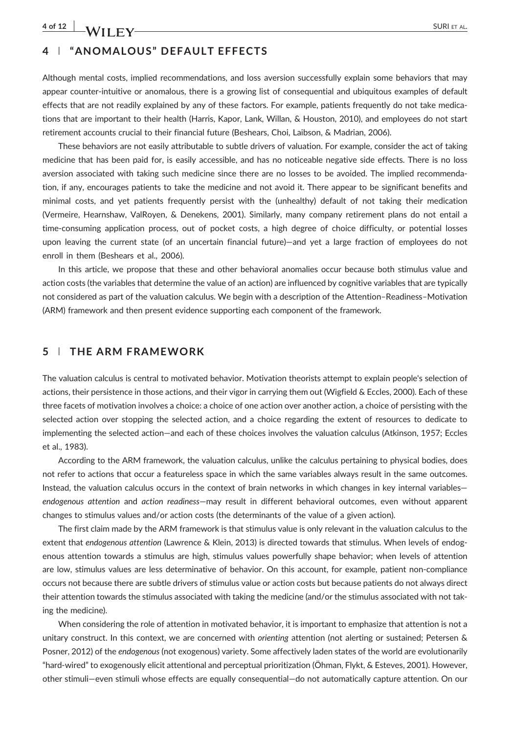## 4 | "ANOMALOUS" DEFAULT EFFECTS

Although mental costs, implied recommendations, and loss aversion successfully explain some behaviors that may appear counter-intuitive or anomalous, there is a growing list of consequential and ubiquitous examples of default effects that are not readily explained by any of these factors. For example, patients frequently do not take medications that are important to their health (Harris, Kapor, Lank, Willan, & Houston, 2010), and employees do not start retirement accounts crucial to their financial future (Beshears, Choi, Laibson, & Madrian, 2006).

These behaviors are not easily attributable to subtle drivers of valuation. For example, consider the act of taking medicine that has been paid for, is easily accessible, and has no noticeable negative side effects. There is no loss aversion associated with taking such medicine since there are no losses to be avoided. The implied recommendation, if any, encourages patients to take the medicine and not avoid it. There appear to be significant benefits and minimal costs, and yet patients frequently persist with the (unhealthy) default of not taking their medication (Vermeire, Hearnshaw, ValRoyen, & Denekens, 2001). Similarly, many company retirement plans do not entail a time-consuming application process, out of pocket costs, a high degree of choice difficulty, or potential losses upon leaving the current state (of an uncertain financial future)—and yet a large fraction of employees do not enroll in them (Beshears et al., 2006).

In this article, we propose that these and other behavioral anomalies occur because both stimulus value and action costs (the variables that determine the value of an action) are influenced by cognitive variables that are typically not considered as part of the valuation calculus. We begin with a description of the Attention–Readiness–Motivation (ARM) framework and then present evidence supporting each component of the framework.

## 5 | THE ARM FRAMEWORK

The valuation calculus is central to motivated behavior. Motivation theorists attempt to explain people's selection of actions, their persistence in those actions, and their vigor in carrying them out (Wigfield & Eccles, 2000). Each of these three facets of motivation involves a choice: a choice of one action over another action, a choice of persisting with the selected action over stopping the selected action, and a choice regarding the extent of resources to dedicate to implementing the selected action—and each of these choices involves the valuation calculus (Atkinson, 1957; Eccles et al., 1983).

According to the ARM framework, the valuation calculus, unlike the calculus pertaining to physical bodies, does not refer to actions that occur a featureless space in which the same variables always result in the same outcomes. Instead, the valuation calculus occurs in the context of brain networks in which changes in key internal variables—*endogenous attention* and *action readiness*—may result in different behavioral outcomes, even without apparent changes to stimulus values and/or action costs (the determinants of the value of a given action).

The first claim made by the ARM framework is that stimulus value is only relevant in the valuation calculus to the extent that *endogenous attention* (Lawrence & Klein, 2013) is directed towards that stimulus. When levels of endogenous attention towards a stimulus are high, stimulus values powerfully shape behavior; when levels of attention are low, stimulus values are less determinative of behavior. On this account, for example, patient non-compliance occurs not because there are subtle drivers of stimulus value or action costs but because patients do not always direct their attention towards the stimulus associated with taking the medicine (and/or the stimulus associated with not taking the medicine).

When considering the role of attention in motivated behavior, it is important to emphasize that attention is not a unitary construct. In this context, we are concerned with *orienting* attention (not alerting or sustained; Petersen & Posner, 2012) of the *endogenous* (not exogenous) variety. Some affectively laden states of the world are evolutionarily "hard-wired" to exogenously elicit attentional and perceptual prioritization (Öhman, Flykt, & Esteves, 2001). However, other stimuli—even stimuli whose effects are equally consequential—do not automatically capture attention. On our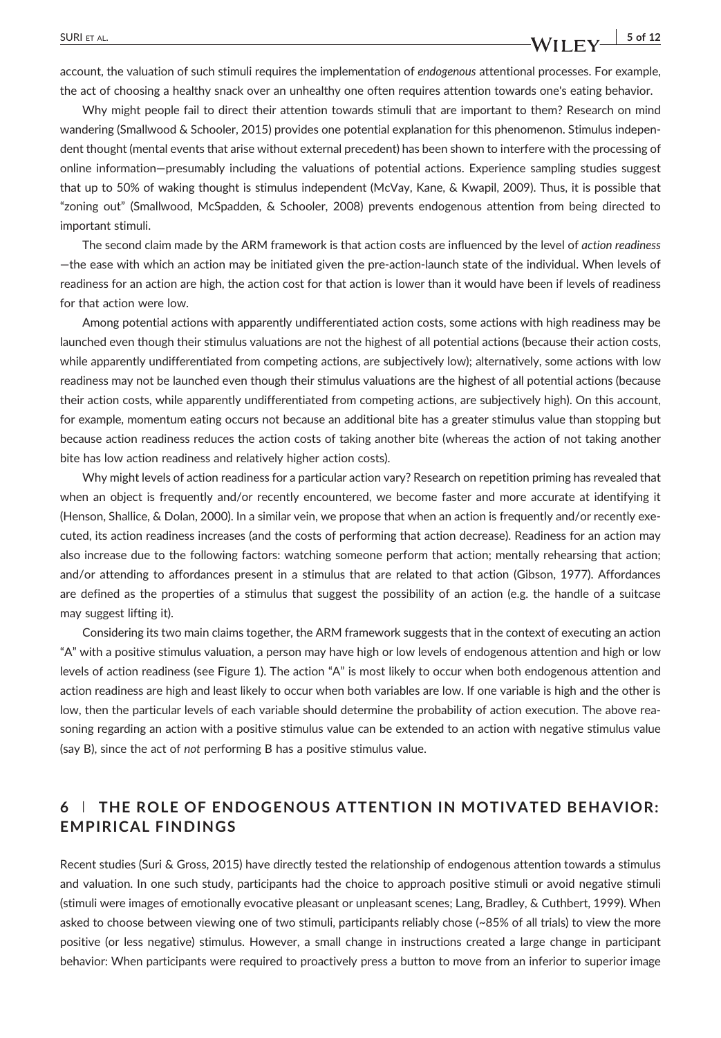account, the valuation of such stimuli requires the implementation of *endogenous* attentional processes. For example, the act of choosing a healthy snack over an unhealthy one often requires attention towards one's eating behavior.

Why might people fail to direct their attention towards stimuli that are important to them? Research on mind wandering (Smallwood & Schooler, 2015) provides one potential explanation for this phenomenon. Stimulus independent thought (mental events that arise without external precedent) has been shown to interfere with the processing of online information—presumably including the valuations of potential actions. Experience sampling studies suggest that up to 50% of waking thought is stimulus independent (McVay, Kane, & Kwapil, 2009). Thus, it is possible that "zoning out" (Smallwood, McSpadden, & Schooler, 2008) prevents endogenous attention from being directed to important stimuli.

The second claim made by the ARM framework is that action costs are influenced by the level of *action readiness*—the ease with which an action may be initiated given the pre-action-launch state of the individual. When levels of readiness for an action are high, the action cost for that action is lower than it would have been if levels of readiness for that action were low.

Among potential actions with apparently undifferentiated action costs, some actions with high readiness may be launched even though their stimulus valuations are not the highest of all potential actions (because their action costs, while apparently undifferentiated from competing actions, are subjectively low); alternatively, some actions with low readiness may not be launched even though their stimulus valuations are the highest of all potential actions (because their action costs, while apparently undifferentiated from competing actions, are subjectively high). On this account, for example, momentum eating occurs not because an additional bite has a greater stimulus value than stopping but because action readiness reduces the action costs of taking another bite (whereas the action of not taking another bite has low action readiness and relatively higher action costs).

Why might levels of action readiness for a particular action vary? Research on repetition priming has revealed that when an object is frequently and/or recently encountered, we become faster and more accurate at identifying it (Henson, Shallice, & Dolan, 2000). In a similar vein, we propose that when an action is frequently and/or recently executed, its action readiness increases (and the costs of performing that action decrease). Readiness for an action may also increase due to the following factors: watching someone perform that action; mentally rehearsing that action; and/or attending to affordances present in a stimulus that are related to that action (Gibson, 1977). Affordances are defined as the properties of a stimulus that suggest the possibility of an action (e.g. the handle of a suitcase may suggest lifting it).

Considering its two main claims together, the ARM framework suggests that in the context of executing an action "A" with a positive stimulus valuation, a person may have high or low levels of endogenous attention and high or low levels of action readiness (see Figure 1). The action "A" is most likely to occur when both endogenous attention and action readiness are high and least likely to occur when both variables are low. If one variable is high and the other is low, then the particular levels of each variable should determine the probability of action execution. The above reasoning regarding an action with a positive stimulus value can be extended to an action with negative stimulus value (say B), since the act of *not* performing B has a positive stimulus value.

## 6 | THE ROLE OF ENDOGENOUS ATTENTION IN MOTIVATED BEHAVIOR: EMPIRICAL FINDINGS

Recent studies (Suri & Gross, 2015) have directly tested the relationship of endogenous attention towards a stimulus and valuation. In one such study, participants had the choice to approach positive stimuli or avoid negative stimuli (stimuli were images of emotionally evocative pleasant or unpleasant scenes; Lang, Bradley, & Cuthbert, 1999). When asked to choose between viewing one of two stimuli, participants reliably chose (~85% of all trials) to view the more positive (or less negative) stimulus. However, a small change in instructions created a large change in participant behavior: When participants were required to proactively press a button to move from an inferior to superior image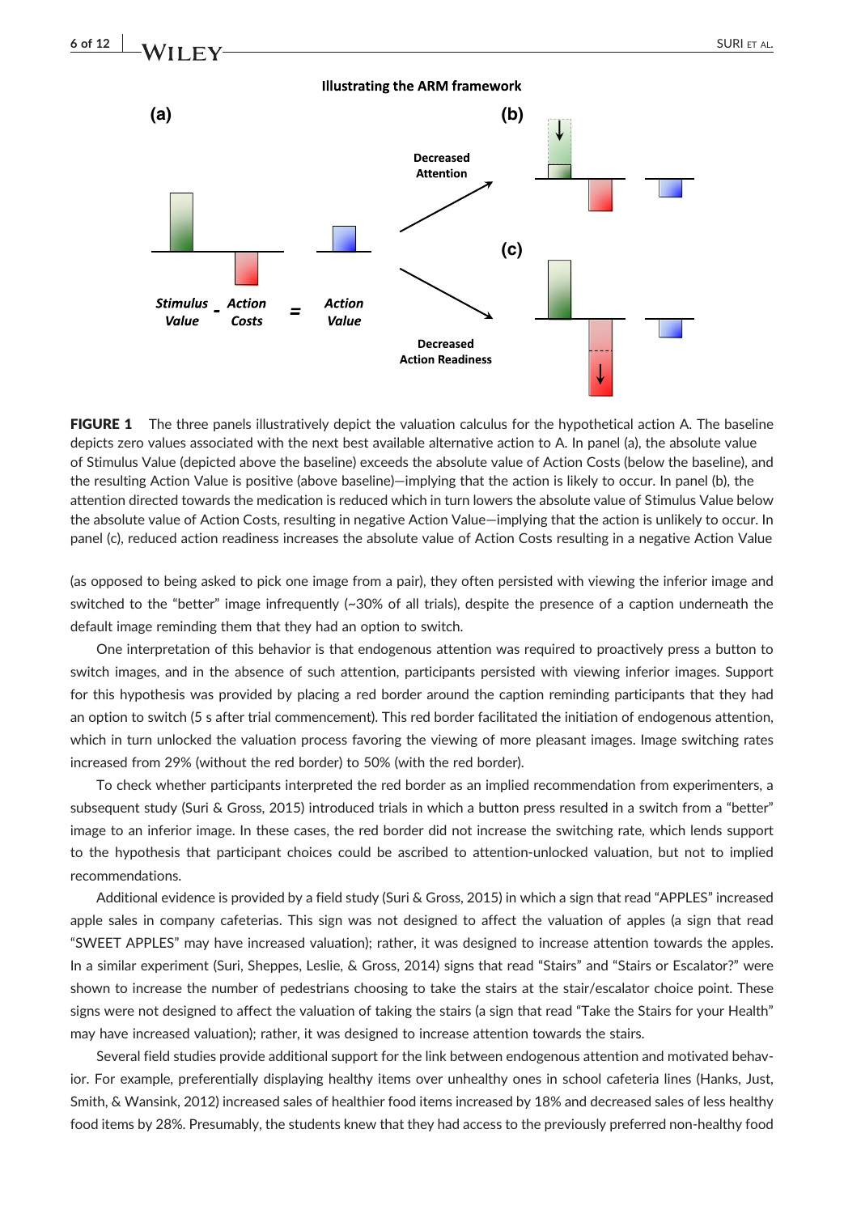**FIGURE 1** The three panels illustratively depict the valuation calculus for the hypothetical action A. The baseline depicts zero values associated with the next best available alternative action to A. In panel (a), the absolute value of Stimulus Value (depicted above the baseline) exceeds the absolute value of Action Costs (below the baseline), and the resulting Action Value is positive (above baseline)—implying that the action is likely to occur. In panel (b), the attention directed towards the medication is reduced which in turn lowers the absolute value of Stimulus Value below the absolute value of Action Costs, resulting in negative Action Value—implying that the action is unlikely to occur. In panel (c), reduced action readiness increases the absolute value of Action Costs resulting in a negative Action Value

(as opposed to being asked to pick one image from a pair), they often persisted with viewing the inferior image and switched to the "better" image infrequently (~30% of all trials), despite the presence of a caption underneath the default image reminding them that they had an option to switch.

One interpretation of this behavior is that endogenous attention was required to proactively press a button to switch images, and in the absence of such attention, participants persisted with viewing inferior images. Support for this hypothesis was provided by placing a red border around the caption reminding participants that they had an option to switch (5 s after trial commencement). This red border facilitated the initiation of endogenous attention, which in turn unlocked the valuation process favoring the viewing of more pleasant images. Image switching rates increased from 29% (without the red border) to 50% (with the red border).

To check whether participants interpreted the red border as an implied recommendation from experimenters, a subsequent study (Suri & Gross, 2015) introduced trials in which a button press resulted in a switch from a "better" image to an inferior image. In these cases, the red border did not increase the switching rate, which lends support to the hypothesis that participant choices could be ascribed to attention-unlocked valuation, but not to implied recommendations.

Additional evidence is provided by a field study (Suri & Gross, 2015) in which a sign that read "APPLES" increased apple sales in company cafeterias. This sign was not designed to affect the valuation of apples (a sign that read "SWEET APPLES" may have increased valuation); rather, it was designed to increase attention towards the apples. In a similar experiment (Suri, Sheppes, Leslie, & Gross, 2014) signs that read "Stairs" and "Stairs or Escalator?" were shown to increase the number of pedestrians choosing to take the stairs at the stair/escalator choice point. These signs were not designed to affect the valuation of taking the stairs (a sign that read "Take the Stairs for your Health" may have increased valuation); rather, it was designed to increase attention towards the stairs.

Several field studies provide additional support for the link between endogenous attention and motivated behavior. For example, preferentially displaying healthy items over unhealthy ones in school cafeteria lines (Hanks, Just, Smith, & Wansink, 2012) increased sales of healthier food items increased by 18% and decreased sales of less healthy food items by 28%. Presumably, the students knew that they had access to the previously preferred non-healthy food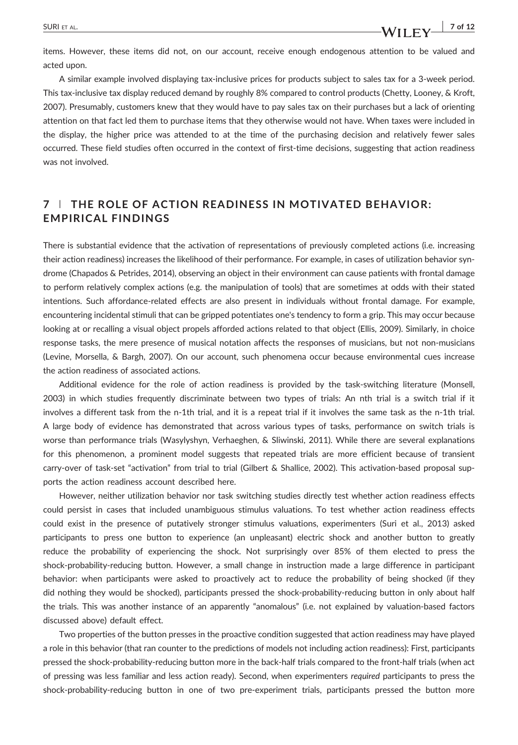items. However, these items did not, on our account, receive enough endogenous attention to be valued and acted upon.

A similar example involved displaying tax-inclusive prices for products subject to sales tax for a 3-week period. This tax-inclusive tax display reduced demand by roughly 8% compared to control products (Chetty, Looney, & Kroft, 2007). Presumably, customers knew that they would have to pay sales tax on their purchases but a lack of orienting attention on that fact led them to purchase items that they otherwise would not have. When taxes were included in the display, the higher price was attended to at the time of the purchasing decision and relatively fewer sales occurred. These field studies often occurred in the context of first-time decisions, suggesting that action readiness was not involved.

## 7 | THE ROLE OF ACTION READINESS IN MOTIVATED BEHAVIOR: EMPIRICAL FINDINGS

There is substantial evidence that the activation of representations of previously completed actions (i.e. increasing their action readiness) increases the likelihood of their performance. For example, in cases of utilization behavior syndrome (Chapados & Petrides, 2014), observing an object in their environment can cause patients with frontal damage to perform relatively complex actions (e.g. the manipulation of tools) that are sometimes at odds with their stated intentions. Such affordance-related effects are also present in individuals without frontal damage. For example, encountering incidental stimuli that can be gripped potentiates one's tendency to form a grip. This may occur because looking at or recalling a visual object propels afforded actions related to that object (Ellis, 2009). Similarly, in choice response tasks, the mere presence of musical notation affects the responses of musicians, but not non-musicians (Levine, Morsella, & Bargh, 2007). On our account, such phenomena occur because environmental cues increase the action readiness of associated actions.

Additional evidence for the role of action readiness is provided by the task-switching literature (Monsell, 2003) in which studies frequently discriminate between two types of trials: An nth trial is a switch trial if it involves a different task from the n-1th trial, and it is a repeat trial if it involves the same task as the n-1th trial. A large body of evidence has demonstrated that across various types of tasks, performance on switch trials is worse than performance trials (Wasylyshyn, Verhaeghen, & Sliwinski, 2011). While there are several explanations for this phenomenon, a prominent model suggests that repeated trials are more efficient because of transient carry-over of task-set "activation" from trial to trial (Gilbert & Shallice, 2002). This activation-based proposal supports the action readiness account described here.

However, neither utilization behavior nor task switching studies directly test whether action readiness effects could persist in cases that included unambiguous stimulus valuations. To test whether action readiness effects could exist in the presence of putatively stronger stimulus valuations, experimenters (Suri et al., 2013) asked participants to press one button to experience (an unpleasant) electric shock and another button to greatly reduce the probability of experiencing the shock. Not surprisingly over 85% of them elected to press the shock-probability-reducing button. However, a small change in instruction made a large difference in participant behavior: when participants were asked to proactively act to reduce the probability of being shocked (if they did nothing they would be shocked), participants pressed the shock-probability-reducing button in only about half the trials. This was another instance of an apparently "anomalous" (i.e. not explained by valuation-based factors discussed above) default effect.

Two properties of the button presses in the proactive condition suggested that action readiness may have played a role in this behavior (that ran counter to the predictions of models not including action readiness): First, participants pressed the shock-probability-reducing button more in the back-half trials compared to the front-half trials (when act of pressing was less familiar and less action ready). Second, when experimenters *required* participants to press the shock-probability-reducing button in one of two pre-experiment trials, participants pressed the button more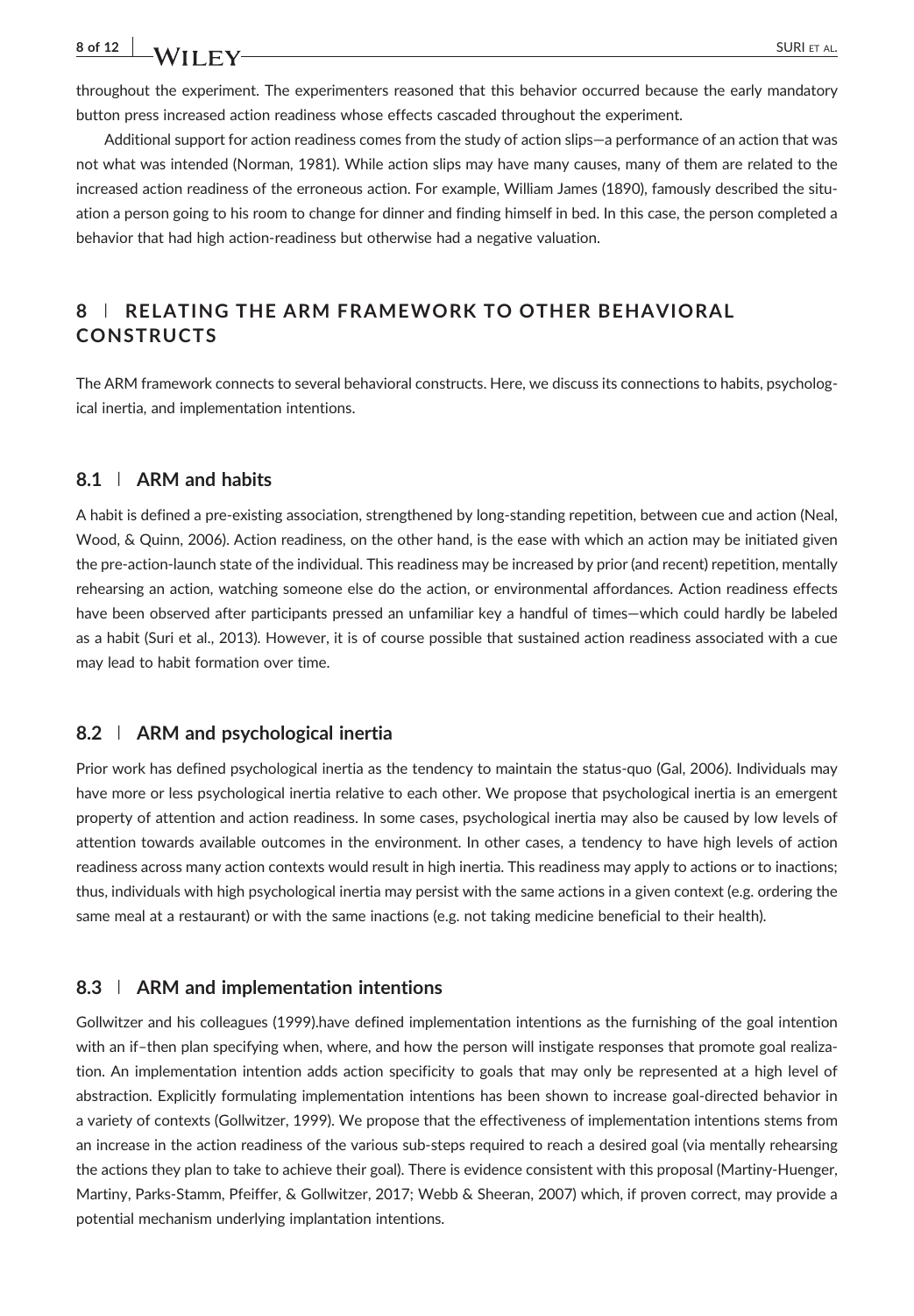throughout the experiment. The experimenters reasoned that this behavior occurred because the early mandatory button press increased action readiness whose effects cascaded throughout the experiment.

Additional support for action readiness comes from the study of action slips—a performance of an action that was not what was intended (Norman, 1981). While action slips may have many causes, many of them are related to the increased action readiness of the erroneous action. For example, William James (1890), famously described the situation a person going to his room to change for dinner and finding himself in bed. In this case, the person completed a behavior that had high action-readiness but otherwise had a negative valuation.

## 8 | RELATING THE ARM FRAMEWORK TO OTHER BEHAVIORAL CONSTRUCTS

The ARM framework connects to several behavioral constructs. Here, we discuss its connections to habits, psychological inertia, and implementation intentions.

### 8.1 | ARM and habits

A habit is defined a pre-existing association, strengthened by long-standing repetition, between cue and action (Neal, Wood, & Quinn, 2006). Action readiness, on the other hand, is the ease with which an action may be initiated given the pre-action-launch state of the individual. This readiness may be increased by prior (and recent) repetition, mentally rehearsing an action, watching someone else do the action, or environmental affordances. Action readiness effects have been observed after participants pressed an unfamiliar key a handful of times—which could hardly be labeled as a habit (Suri et al., 2013). However, it is of course possible that sustained action readiness associated with a cue may lead to habit formation over time.

### 8.2 | ARM and psychological inertia

Prior work has defined psychological inertia as the tendency to maintain the status-quo (Gal, 2006). Individuals may have more or less psychological inertia relative to each other. We propose that psychological inertia is an emergent property of attention and action readiness. In some cases, psychological inertia may also be caused by low levels of attention towards available outcomes in the environment. In other cases, a tendency to have high levels of action readiness across many action contexts would result in high inertia. This readiness may apply to actions or to inactions; thus, individuals with high psychological inertia may persist with the same actions in a given context (e.g. ordering the same meal at a restaurant) or with the same inactions (e.g. not taking medicine beneficial to their health).

### 8.3 | ARM and implementation intentions

Gollwitzer and his colleagues (1999).have defined implementation intentions as the furnishing of the goal intention with an if–then plan specifying when, where, and how the person will instigate responses that promote goal realization. An implementation intention adds action specificity to goals that may only be represented at a high level of abstraction. Explicitly formulating implementation intentions has been shown to increase goal-directed behavior in a variety of contexts (Gollwitzer, 1999). We propose that the effectiveness of implementation intentions stems from an increase in the action readiness of the various sub-steps required to reach a desired goal (via mentally rehearsing the actions they plan to take to achieve their goal). There is evidence consistent with this proposal (Martiny-Huenger, Martiny, Parks-Stamm, Pfeiffer, & Gollwitzer, 2017; Webb & Sheeran, 2007) which, if proven correct, may provide a potential mechanism underlying implantation intentions.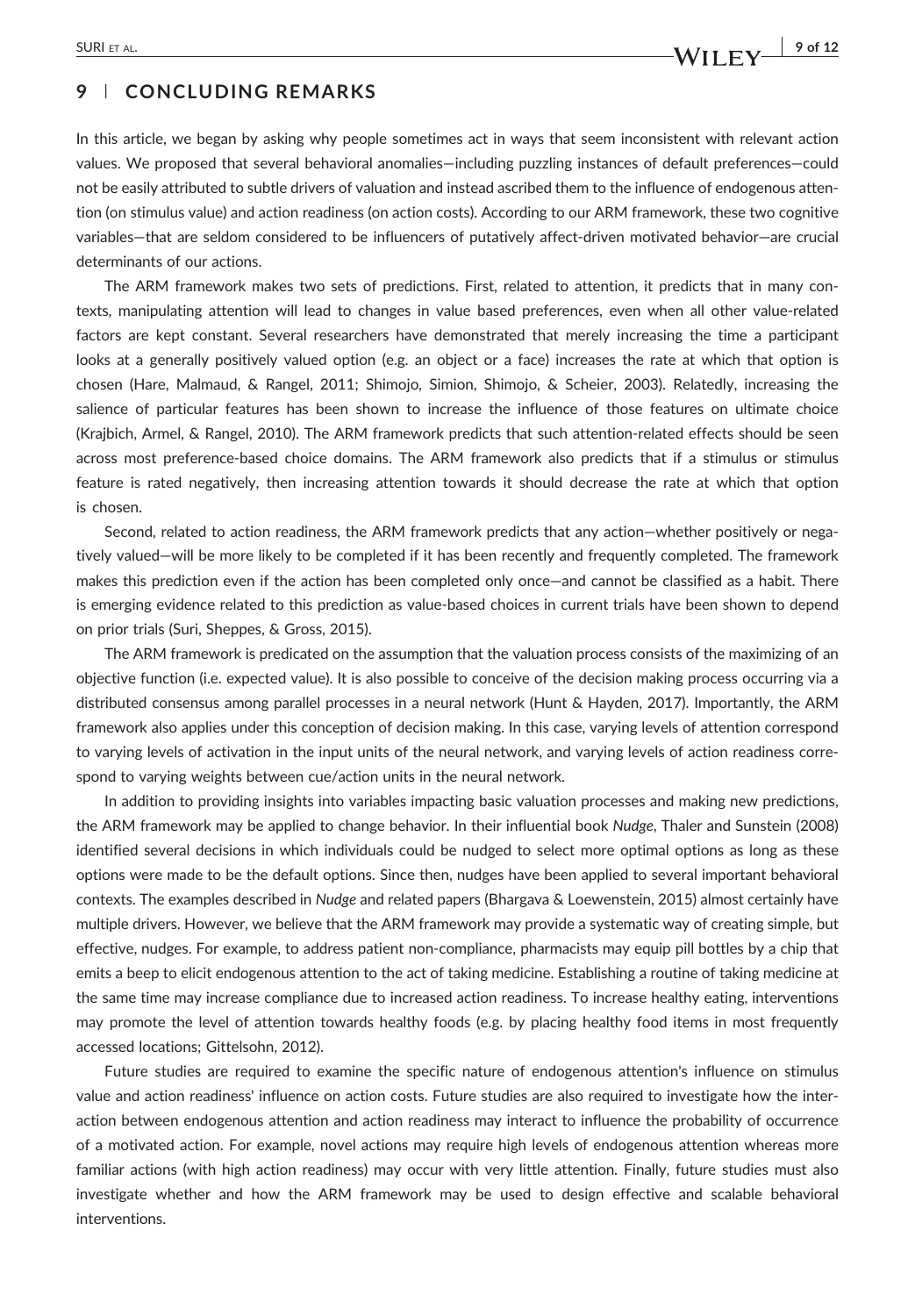## 9 | CONCLUDING REMARKS

In this article, we began by asking why people sometimes act in ways that seem inconsistent with relevant action values. We proposed that several behavioral anomalies—including puzzling instances of default preferences—could not be easily attributed to subtle drivers of valuation and instead ascribed them to the influence of endogenous attention (on stimulus value) and action readiness (on action costs). According to our ARM framework, these two cognitive variables—that are seldom considered to be influencers of putatively affect-driven motivated behavior—are crucial determinants of our actions.

The ARM framework makes two sets of predictions. First, related to attention, it predicts that in many contexts, manipulating attention will lead to changes in value based preferences, even when all other value-related factors are kept constant. Several researchers have demonstrated that merely increasing the time a participant looks at a generally positively valued option (e.g. an object or a face) increases the rate at which that option is chosen (Hare, Malmaud, & Rangel, 2011; Shimojo, Simion, Shimojo, & Scheier, 2003). Relatedly, increasing the salience of particular features has been shown to increase the influence of those features on ultimate choice (Krajbich, Armel, & Rangel, 2010). The ARM framework predicts that such attention-related effects should be seen across most preference-based choice domains. The ARM framework also predicts that if a stimulus or stimulus feature is rated negatively, then increasing attention towards it should decrease the rate at which that option is chosen.

Second, related to action readiness, the ARM framework predicts that any action—whether positively or negatively valued—will be more likely to be completed if it has been recently and frequently completed. The framework makes this prediction even if the action has been completed only once—and cannot be classified as a habit. There is emerging evidence related to this prediction as value-based choices in current trials have been shown to depend on prior trials (Suri, Sheppes, & Gross, 2015).

The ARM framework is predicated on the assumption that the valuation process consists of the maximizing of an objective function (i.e. expected value). It is also possible to conceive of the decision making process occurring via a distributed consensus among parallel processes in a neural network (Hunt & Hayden, 2017). Importantly, the ARM framework also applies under this conception of decision making. In this case, varying levels of attention correspond to varying levels of activation in the input units of the neural network, and varying levels of action readiness correspond to varying weights between cue/action units in the neural network.

In addition to providing insights into variables impacting basic valuation processes and making new predictions, the ARM framework may be applied to change behavior. In their influential book *Nudge*, Thaler and Sunstein (2008) identified several decisions in which individuals could be nudged to select more optimal options as long as these options were made to be the default options. Since then, nudges have been applied to several important behavioral contexts. The examples described in *Nudge* and related papers (Bhargava & Loewenstein, 2015) almost certainly have multiple drivers. However, we believe that the ARM framework may provide a systematic way of creating simple, but effective, nudges. For example, to address patient non-compliance, pharmacists may equip pill bottles by a chip that emits a beep to elicit endogenous attention to the act of taking medicine. Establishing a routine of taking medicine at the same time may increase compliance due to increased action readiness. To increase healthy eating, interventions may promote the level of attention towards healthy foods (e.g. by placing healthy food items in most frequently accessed locations; Gittelsohn, 2012).

Future studies are required to examine the specific nature of endogenous attention's influence on stimulus value and action readiness' influence on action costs. Future studies are also required to investigate how the interaction between endogenous attention and action readiness may interact to influence the probability of occurrence of a motivated action. For example, novel actions may require high levels of endogenous attention whereas more familiar actions (with high action readiness) may occur with very little attention. Finally, future studies must also investigate whether and how the ARM framework may be used to design effective and scalable behavioral interventions.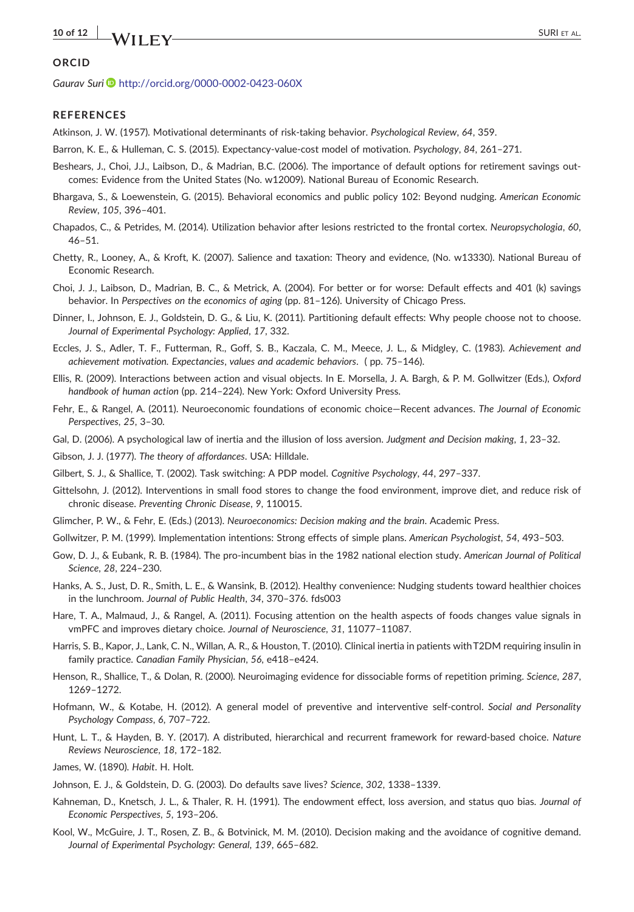## ORCID

*Gaurav Suri* http://orcid.org/0000-0002-0423-060X

## REFERENCES

Atkinson, J. W. (1957). Motivational determinants of risk-taking behavior. *Psychological Review*, *64*, 359.

Barron, K. E., & Hulleman, C. S. (2015). Expectancy-value-cost model of motivation. *Psychology*, *84*, 261–271.

Beshears, J., Choi, J.J., Laibson, D., & Madrian, B.C. (2006). The importance of default options for retirement savings outcomes: Evidence from the United States (No. w12009). National Bureau of Economic Research.

Bhargava, S., & Loewenstein, G. (2015). Behavioral economics and public policy 102: Beyond nudging. *American Economic Review*, *105*, 396–401.

Chapados, C., & Petrides, M. (2014). Utilization behavior after lesions restricted to the frontal cortex. *Neuropsychologia*, *60*, 46–51.

Chetty, R., Looney, A., & Kroft, K. (2007). Salience and taxation: Theory and evidence, (No. w13330). National Bureau of Economic Research.

Choi, J. J., Laibson, D., Madrian, B. C., & Metrick, A. (2004). For better or for worse: Default effects and 401 (k) savings behavior. In *Perspectives on the economics of aging* (pp. 81–126). University of Chicago Press.

Dinner, I., Johnson, E. J., Goldstein, D. G., & Liu, K. (2011). Partitioning default effects: Why people choose not to choose. *Journal of Experimental Psychology: Applied*, *17*, 332.

Eccles, J. S., Adler, T. F., Futterman, R., Goff, S. B., Kaczala, C. M., Meece, J. L., & Midgley, C. (1983). *Achievement and achievement motivation. Expectancies, values and academic behaviors*. ( pp. 75–146).

Ellis, R. (2009). Interactions between action and visual objects. In E. Morsella, J. A. Bargh, & P. M. Gollwitzer (Eds.), *Oxford handbook of human action* (pp. 214–224). New York: Oxford University Press.

Fehr, E., & Rangel, A. (2011). Neuroeconomic foundations of economic choice—Recent advances. *The Journal of Economic Perspectives*, *25*, 3–30.

Gal, D. (2006). A psychological law of inertia and the illusion of loss aversion. *Judgment and Decision making*, *1*, 23–32.

Gibson, J. J. (1977). *The theory of affordances*. USA: Hilldale.

Gilbert, S. J., & Shallice, T. (2002). Task switching: A PDP model. *Cognitive Psychology*, *44*, 297–337.

Gittelsohn, J. (2012). Interventions in small food stores to change the food environment, improve diet, and reduce risk of chronic disease. *Preventing Chronic Disease*, *9*, 110015.

Glimcher, P. W., & Fehr, E. (Eds.) (2013). *Neuroeconomics: Decision making and the brain*. Academic Press.

Gollwitzer, P. M. (1999). Implementation intentions: Strong effects of simple plans. *American Psychologist*, *54*, 493–503.

Gow, D. J., & Eubank, R. B. (1984). The pro-incumbent bias in the 1982 national election study. *American Journal of Political Science*, *28*, 224–230.

Hanks, A. S., Just, D. R., Smith, L. E., & Wansink, B. (2012). Healthy convenience: Nudging students toward healthier choices in the lunchroom. *Journal of Public Health*, *34*, 370–376. fds003

Hare, T. A., Malmaud, J., & Rangel, A. (2011). Focusing attention on the health aspects of foods changes value signals in vmPFC and improves dietary choice. *Journal of Neuroscience*, *31*, 11077–11087.

Harris, S. B., Kapor, J., Lank, C. N., Willan, A. R., & Houston, T. (2010). Clinical inertia in patients with T2DM requiring insulin in family practice. *Canadian Family Physician*, *56*, e418–e424.

Henson, R., Shallice, T., & Dolan, R. (2000). Neuroimaging evidence for dissociable forms of repetition priming. *Science*, *287*, 1269–1272.

Hofmann, W., & Kotabe, H. (2012). A general model of preventive and interventive self-control. *Social and Personality Psychology Compass*, *6*, 707–722.

Hunt, L. T., & Hayden, B. Y. (2017). A distributed, hierarchical and recurrent framework for reward-based choice. *Nature Reviews Neuroscience*, *18*, 172–182.

James, W. (1890). *Habit*. H. Holt.

Johnson, E. J., & Goldstein, D. G. (2003). Do defaults save lives? *Science*, *302*, 1338–1339.

Kahneman, D., Knetsch, J. L., & Thaler, R. H. (1991). The endowment effect, loss aversion, and status quo bias. *Journal of Economic Perspectives*, *5*, 193–206.

Kool, W., McGuire, J. T., Rosen, Z. B., & Botvinick, M. M. (2010). Decision making and the avoidance of cognitive demand. *Journal of Experimental Psychology: General*, *139*, 665–682.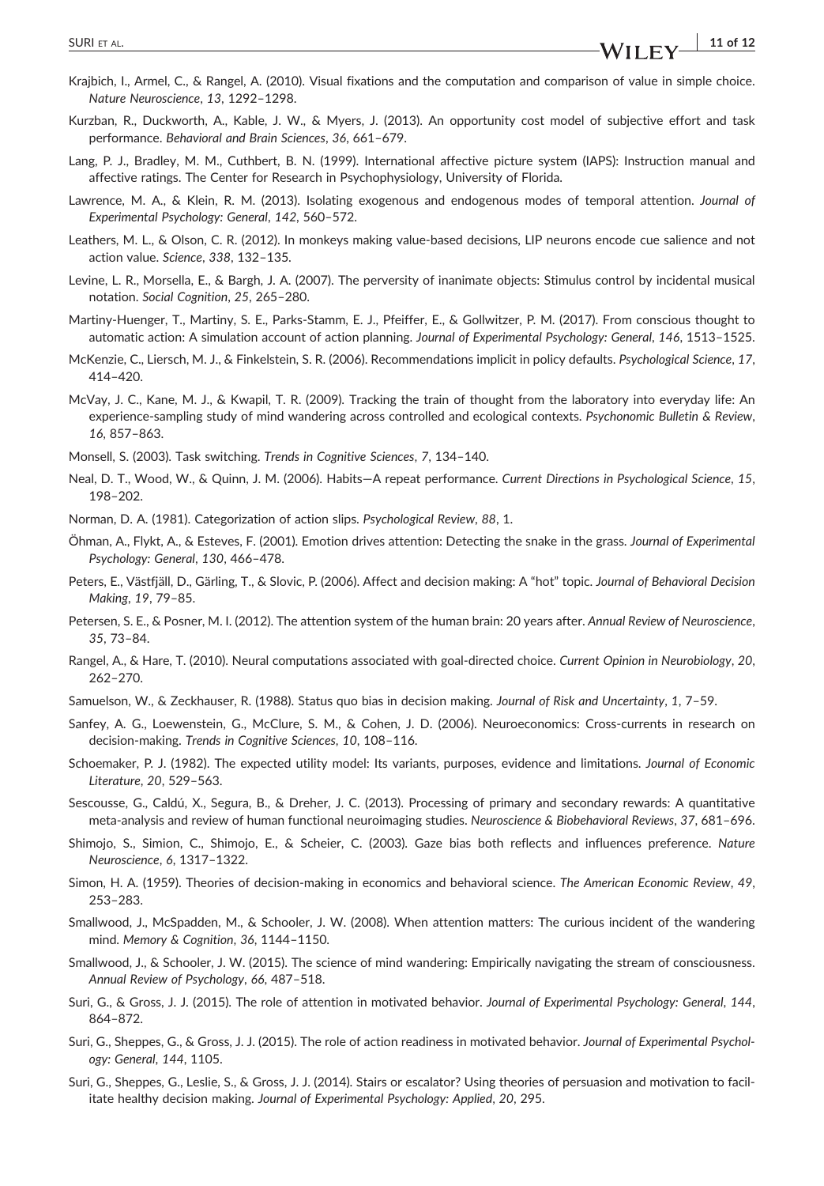Krajbich, I., Armel, C., & Rangel, A. (2010). Visual fixations and the computation and comparison of value in simple choice. *Nature Neuroscience*, *13*, 1292–1298.

Kurzban, R., Duckworth, A., Kable, J. W., & Myers, J. (2013). An opportunity cost model of subjective effort and task performance. *Behavioral and Brain Sciences*, *36*, 661–679.

Lang, P. J., Bradley, M. M., Cuthbert, B. N. (1999). International affective picture system (IAPS): Instruction manual and affective ratings. The Center for Research in Psychophysiology, University of Florida.

Lawrence, M. A., & Klein, R. M. (2013). Isolating exogenous and endogenous modes of temporal attention. *Journal of Experimental Psychology: General*, *142*, 560–572.

Leathers, M. L., & Olson, C. R. (2012). In monkeys making value-based decisions, LIP neurons encode cue salience and not action value. *Science*, *338*, 132–135.

Levine, L. R., Morsella, E., & Bargh, J. A. (2007). The perversity of inanimate objects: Stimulus control by incidental musical notation. *Social Cognition*, *25*, 265–280.

Martiny-Huenger, T., Martiny, S. E., Parks-Stamm, E. J., Pfeiffer, E., & Gollwitzer, P. M. (2017). From conscious thought to automatic action: A simulation account of action planning. *Journal of Experimental Psychology: General*, *146*, 1513–1525.

McKenzie, C., Liersch, M. J., & Finkelstein, S. R. (2006). Recommendations implicit in policy defaults. *Psychological Science*, *17*, 414–420.

McVay, J. C., Kane, M. J., & Kwapil, T. R. (2009). Tracking the train of thought from the laboratory into everyday life: An experience-sampling study of mind wandering across controlled and ecological contexts. *Psychonomic Bulletin & Review*, *16*, 857–863.

Monsell, S. (2003). Task switching. *Trends in Cognitive Sciences*, *7*, 134–140.

Neal, D. T., Wood, W., & Quinn, J. M. (2006). Habits—A repeat performance. *Current Directions in Psychological Science*, *15*, 198–202.

Norman, D. A. (1981). Categorization of action slips. *Psychological Review*, *88*, 1.

Öhman, A., Flykt, A., & Esteves, F. (2001). Emotion drives attention: Detecting the snake in the grass. *Journal of Experimental Psychology: General*, *130*, 466–478.

Peters, E., Västfjäll, D., Gärling, T., & Slovic, P. (2006). Affect and decision making: A "hot" topic. *Journal of Behavioral Decision Making*, *19*, 79–85.

Petersen, S. E., & Posner, M. I. (2012). The attention system of the human brain: 20 years after. *Annual Review of Neuroscience*, *35*, 73–84.

Rangel, A., & Hare, T. (2010). Neural computations associated with goal-directed choice. *Current Opinion in Neurobiology*, *20*, 262–270.

Samuelson, W., & Zeckhauser, R. (1988). Status quo bias in decision making. *Journal of Risk and Uncertainty*, *1*, 7–59.

Sanfey, A. G., Loewenstein, G., McClure, S. M., & Cohen, J. D. (2006). Neuroeconomics: Cross-currents in research on decision-making. *Trends in Cognitive Sciences*, *10*, 108–116.

Schoemaker, P. J. (1982). The expected utility model: Its variants, purposes, evidence and limitations. *Journal of Economic Literature*, *20*, 529–563.

Sescousse, G., Caldú, X., Segura, B., & Dreher, J. C. (2013). Processing of primary and secondary rewards: A quantitative meta-analysis and review of human functional neuroimaging studies. *Neuroscience & Biobehavioral Reviews*, *37*, 681–696.

Shimojo, S., Simion, C., Shimojo, E., & Scheier, C. (2003). Gaze bias both reflects and influences preference. *Nature Neuroscience*, *6*, 1317–1322.

Simon, H. A. (1959). Theories of decision-making in economics and behavioral science. *The American Economic Review*, *49*, 253–283.

Smallwood, J., McSpadden, M., & Schooler, J. W. (2008). When attention matters: The curious incident of the wandering mind. *Memory & Cognition*, *36*, 1144–1150.

Smallwood, J., & Schooler, J. W. (2015). The science of mind wandering: Empirically navigating the stream of consciousness. *Annual Review of Psychology*, *66*, 487–518.

Suri, G., & Gross, J. J. (2015). The role of attention in motivated behavior. *Journal of Experimental Psychology: General*, *144*, 864–872.

Suri, G., Sheppes, G., & Gross, J. J. (2015). The role of action readiness in motivated behavior. *Journal of Experimental Psychology: General*, *144*, 1105.

Suri, G., Sheppes, G., Leslie, S., & Gross, J. J. (2014). Stairs or escalator? Using theories of persuasion and motivation to facilitate healthy decision making. *Journal of Experimental Psychology: Applied*, *20*, 295.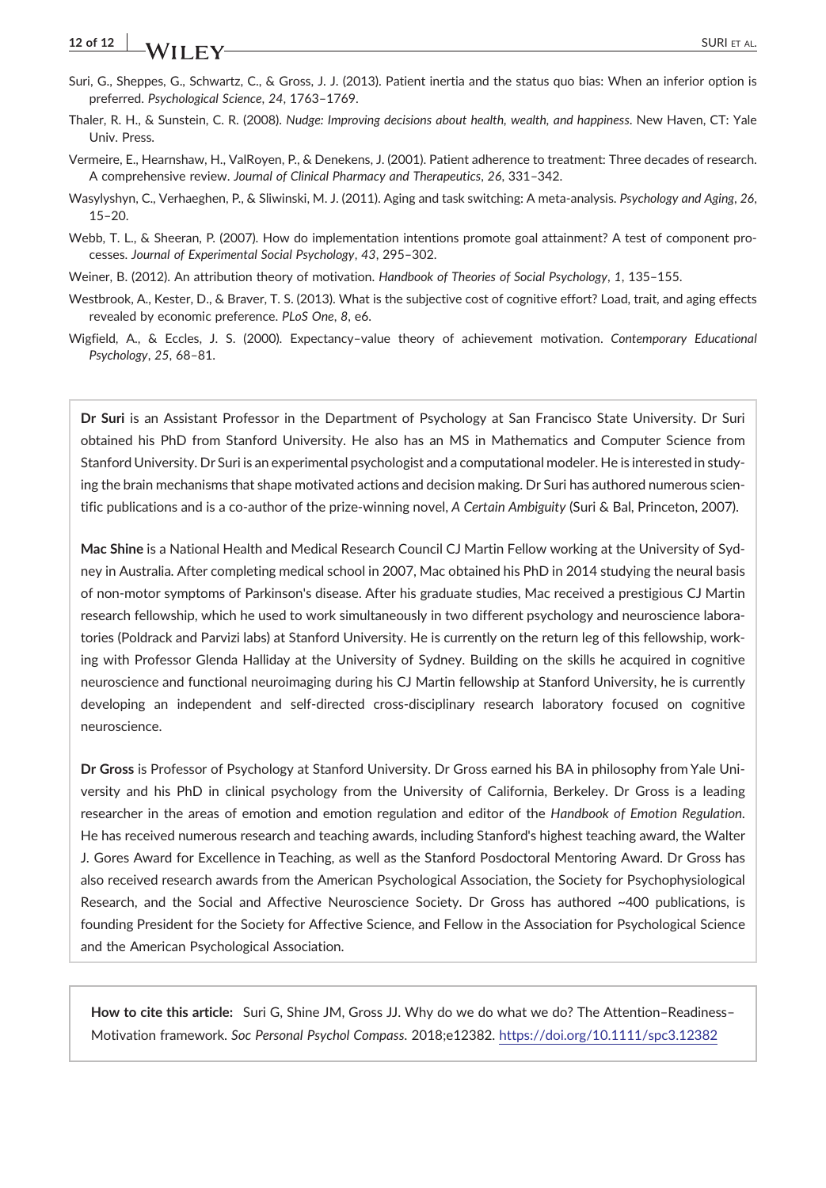Suri, G., Sheppes, G., Schwartz, C., & Gross, J. J. (2013). Patient inertia and the status quo bias: When an inferior option is preferred. *Psychological Science*, *24*, 1763–1769.

Thaler, R. H., & Sunstein, C. R. (2008). *Nudge: Improving decisions about health, wealth, and happiness*. New Haven, CT: Yale Univ. Press.

Vermeire, E., Hearnshaw, H., ValRoyen, P., & Denekens, J. (2001). Patient adherence to treatment: Three decades of research. A comprehensive review. *Journal of Clinical Pharmacy and Therapeutics*, *26*, 331–342.

Wasylyshyn, C., Verhaeghen, P., & Sliwinski, M. J. (2011). Aging and task switching: A meta-analysis. *Psychology and Aging*, *26*, 15–20.

Webb, T. L., & Sheeran, P. (2007). How do implementation intentions promote goal attainment? A test of component processes. *Journal of Experimental Social Psychology*, *43*, 295–302.

Weiner, B. (2012). An attribution theory of motivation. *Handbook of Theories of Social Psychology*, *1*, 135–155.

Westbrook, A., Kester, D., & Braver, T. S. (2013). What is the subjective cost of cognitive effort? Load, trait, and aging effects revealed by economic preference. *PLoS One*, *8*, e6.

Wigfield, A., & Eccles, J. S. (2000). Expectancy–value theory of achievement motivation. *Contemporary Educational Psychology*, *25*, 68–81.

**Dr Suri** is an Assistant Professor in the Department of Psychology at San Francisco State University. Dr Suri obtained his PhD from Stanford University. He also has an MS in Mathematics and Computer Science from Stanford University. Dr Suri is an experimental psychologist and a computational modeler. He is interested in studying the brain mechanisms that shape motivated actions and decision making. Dr Suri has authored numerous scientific publications and is a co-author of the prize-winning novel, *A Certain Ambiguity* (Suri & Bal, Princeton, 2007).

**Mac Shine** is a National Health and Medical Research Council CJ Martin Fellow working at the University of Sydney in Australia. After completing medical school in 2007, Mac obtained his PhD in 2014 studying the neural basis of non-motor symptoms of Parkinson's disease. After his graduate studies, Mac received a prestigious CJ Martin research fellowship, which he used to work simultaneously in two different psychology and neuroscience laboratories (Poldrack and Parvizi labs) at Stanford University. He is currently on the return leg of this fellowship, working with Professor Glenda Halliday at the University of Sydney. Building on the skills he acquired in cognitive neuroscience and functional neuroimaging during his CJ Martin fellowship at Stanford University, he is currently developing an independent and self-directed cross-disciplinary research laboratory focused on cognitive neuroscience.

**Dr Gross** is Professor of Psychology at Stanford University. Dr Gross earned his BA in philosophy from Yale University and his PhD in clinical psychology from the University of California, Berkeley. Dr Gross is a leading researcher in the areas of emotion and emotion regulation and editor of the *Handbook of Emotion Regulation*. He has received numerous research and teaching awards, including Stanford's highest teaching award, the Walter J. Gores Award for Excellence in Teaching, as well as the Stanford Posdoctoral Mentoring Award. Dr Gross has also received research awards from the American Psychological Association, the Society for Psychophysiological Research, and the Social and Affective Neuroscience Society. Dr Gross has authored ~400 publications, is founding President for the Society for Affective Science, and Fellow in the Association for Psychological Science and the American Psychological Association.

**How to cite this article:** Suri G, Shine JM, Gross JJ. Why do we do what we do? The Attention–Readiness–Motivation framework. *Soc Personal Psychol Compass*. 2018;e12382. https://doi.org/10.1111/spc3.12382